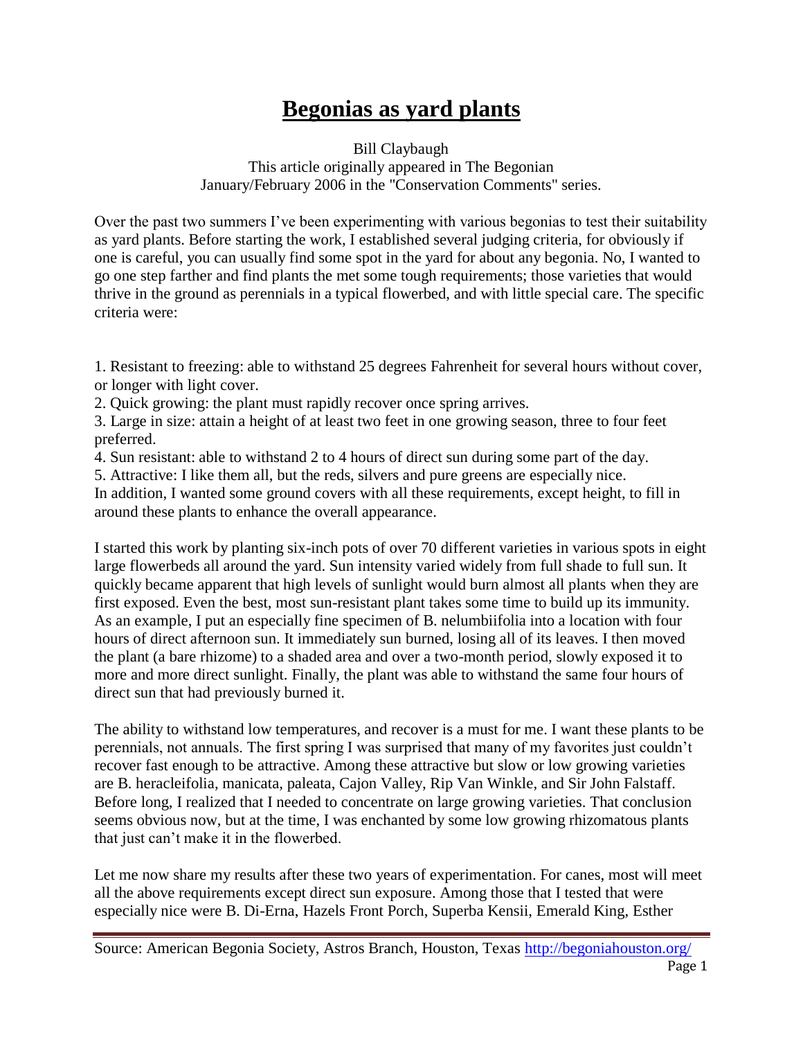# Begonias as yard plants

Bill Claybaugh
This article originally appeared in The Begonian
January/February 2006 in the "Conservation Comments" series.

Over the past two summers I've been experimenting with various begonias to test their suitability as yard plants. Before starting the work, I established several judging criteria, for obviously if one is careful, you can usually find some spot in the yard for about any begonia. No, I wanted to go one step farther and find plants the met some tough requirements; those varieties that would thrive in the ground as perennials in a typical flowerbed, and with little special care. The specific criteria were:

1. Resistant to freezing: able to withstand 25 degrees Fahrenheit for several hours without cover, or longer with light cover.
2. Quick growing: the plant must rapidly recover once spring arrives.
3. Large in size: attain a height of at least two feet in one growing season, three to four feet preferred.
4. Sun resistant: able to withstand 2 to 4 hours of direct sun during some part of the day.
5. Attractive: I like them all, but the reds, silvers and pure greens are especially nice.

In addition, I wanted some ground covers with all these requirements, except height, to fill in around these plants to enhance the overall appearance.

I started this work by planting six-inch pots of over 70 different varieties in various spots in eight large flowerbeds all around the yard. Sun intensity varied widely from full shade to full sun. It quickly became apparent that high levels of sunlight would burn almost all plants when they are first exposed. Even the best, most sun-resistant plant takes some time to build up its immunity. As an example, I put an especially fine specimen of B. nelumbiifolia into a location with four hours of direct afternoon sun. It immediately sun burned, losing all of its leaves. I then moved the plant (a bare rhizome) to a shaded area and over a two-month period, slowly exposed it to more and more direct sunlight. Finally, the plant was able to withstand the same four hours of direct sun that had previously burned it.

The ability to withstand low temperatures, and recover is a must for me. I want these plants to be perennials, not annuals. The first spring I was surprised that many of my favorites just couldn't recover fast enough to be attractive. Among these attractive but slow or low growing varieties are B. heracleifolia, manicata, paleata, Cajon Valley, Rip Van Winkle, and Sir John Falstaff. Before long, I realized that I needed to concentrate on large growing varieties. That conclusion seems obvious now, but at the time, I was enchanted by some low growing rhizomatous plants that just can't make it in the flowerbed.

Let me now share my results after these two years of experimentation. For canes, most will meet all the above requirements except direct sun exposure. Among those that I tested that were especially nice were B. Di-Erna, Hazels Front Porch, Superba Kensii, Emerald King, Esther

Source: American Begonia Society, Astros Branch, Houston, Texas http://begoniahouston.org/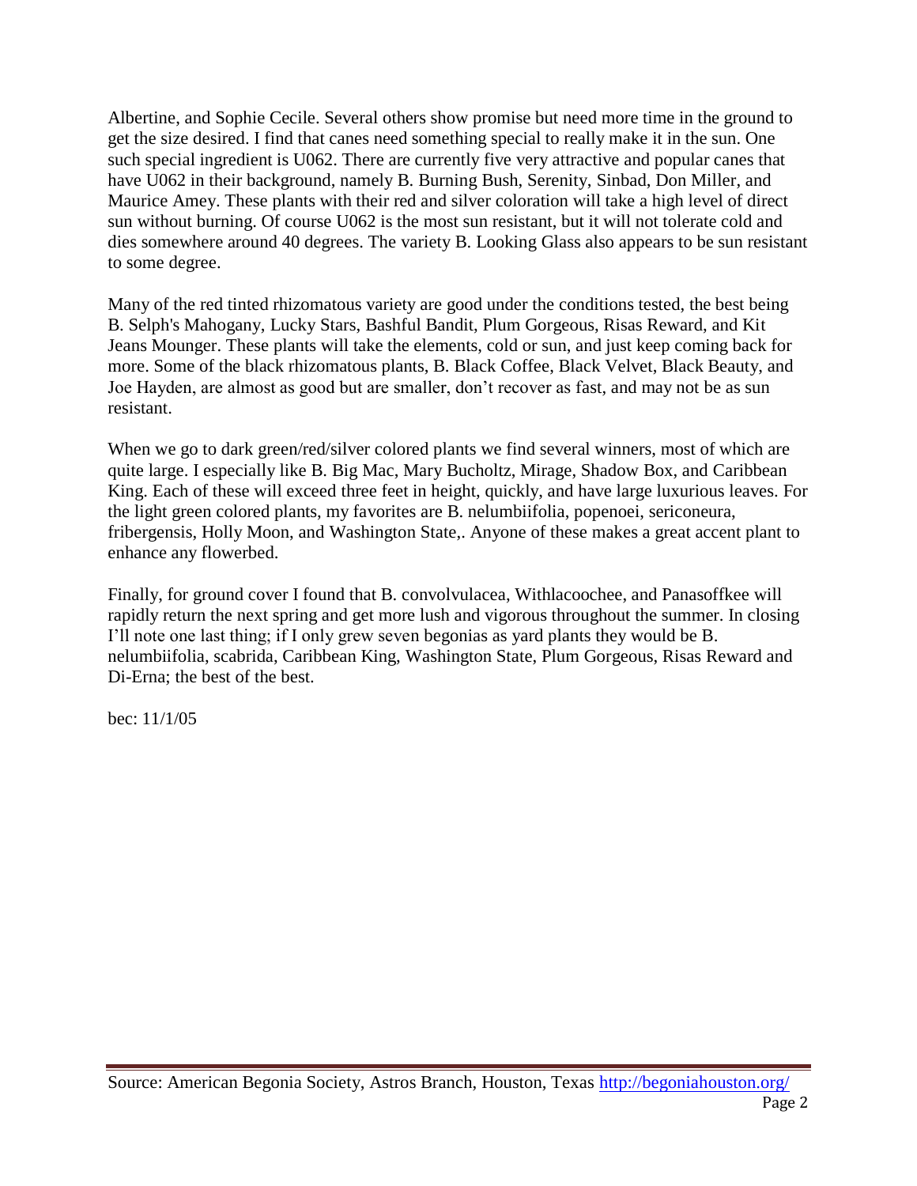Albertine, and Sophie Cecile. Several others show promise but need more time in the ground to get the size desired. I find that canes need something special to really make it in the sun. One such special ingredient is U062. There are currently five very attractive and popular canes that have U062 in their background, namely B. Burning Bush, Serenity, Sinbad, Don Miller, and Maurice Amey. These plants with their red and silver coloration will take a high level of direct sun without burning. Of course U062 is the most sun resistant, but it will not tolerate cold and dies somewhere around 40 degrees. The variety B. Looking Glass also appears to be sun resistant to some degree.

Many of the red tinted rhizomatous variety are good under the conditions tested, the best being B. Selph's Mahogany, Lucky Stars, Bashful Bandit, Plum Gorgeous, Risas Reward, and Kit Jeans Mounger. These plants will take the elements, cold or sun, and just keep coming back for more. Some of the black rhizomatous plants, B. Black Coffee, Black Velvet, Black Beauty, and Joe Hayden, are almost as good but are smaller, don't recover as fast, and may not be as sun resistant.

When we go to dark green/red/silver colored plants we find several winners, most of which are quite large. I especially like B. Big Mac, Mary Bucholtz, Mirage, Shadow Box, and Caribbean King. Each of these will exceed three feet in height, quickly, and have large luxurious leaves. For the light green colored plants, my favorites are B. nelumbiifolia, popenoei, sericoneura, fribergensis, Holly Moon, and Washington State,. Anyone of these makes a great accent plant to enhance any flowerbed.

Finally, for ground cover I found that B. convolvulacea, Withlacoochee, and Panasoffkee will rapidly return the next spring and get more lush and vigorous throughout the summer. In closing I'll note one last thing; if I only grew seven begonias as yard plants they would be B. nelumbiifolia, scabrida, Caribbean King, Washington State, Plum Gorgeous, Risas Reward and Di-Erna; the best of the best.

bec: 11/1/05

Source: American Begonia Society, Astros Branch, Houston, Texas http://begoniahouston.org/